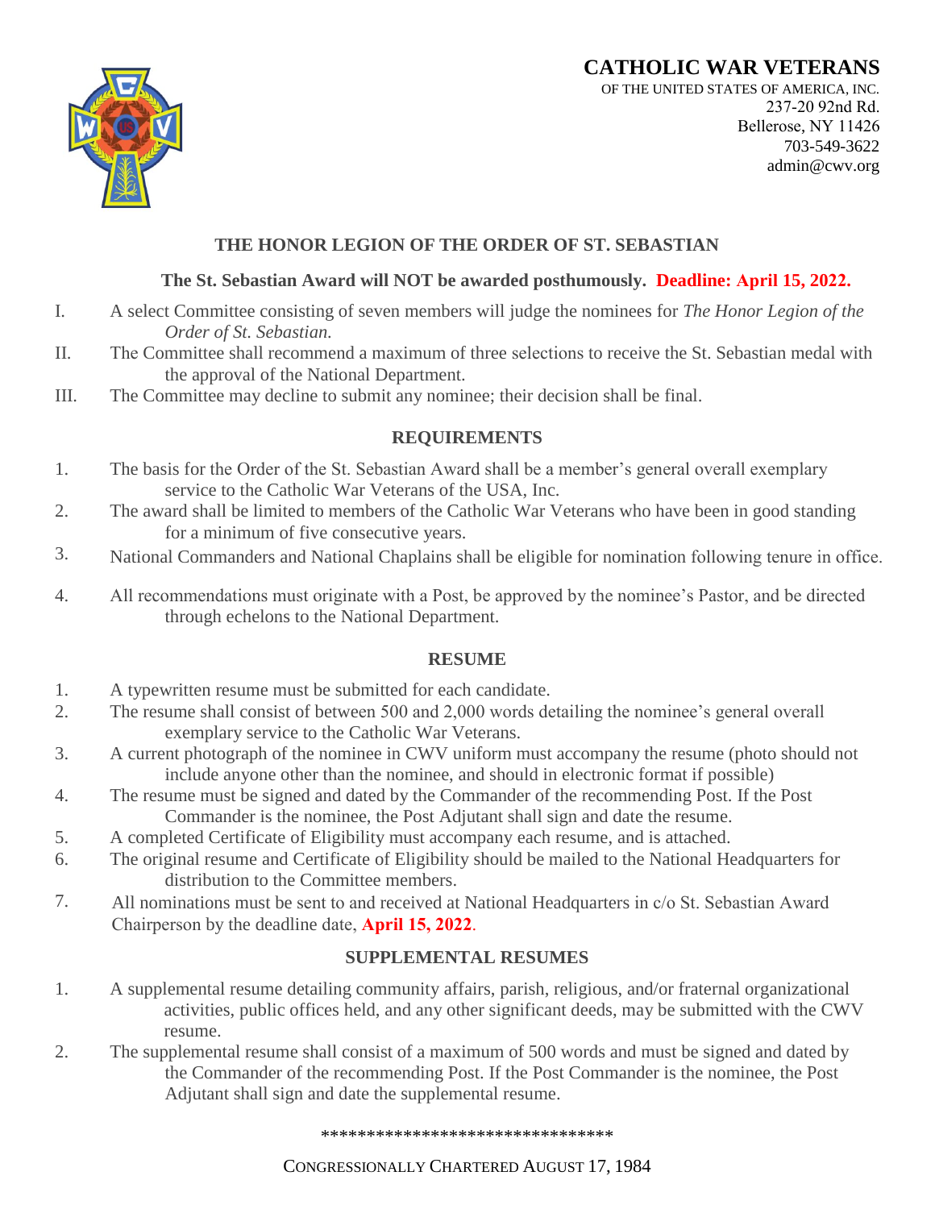# CATHOLIC WAR VETERANS

OF THE UNITED STATES OF AMERICA, INC.
237-20 92nd Rd.
Bellerose, NY 11426
703-549-3622
admin@cwv.org

## THE HONOR LEGION OF THE ORDER OF ST. SEBASTIAN

**The St. Sebastian Award will NOT be awarded posthumously. Deadline: April 15, 2022.**

I. A select Committee consisting of seven members will judge the nominees for *The Honor Legion of the Order of St. Sebastian.*

II. The Committee shall recommend a maximum of three selections to receive the St. Sebastian medal with the approval of the National Department.

III. The Committee may decline to submit any nominee; their decision shall be final.

### REQUIREMENTS

1. The basis for the Order of the St. Sebastian Award shall be a member's general overall exemplary service to the Catholic War Veterans of the USA, Inc.
2. The award shall be limited to members of the Catholic War Veterans who have been in good standing for a minimum of five consecutive years.
3. National Commanders and National Chaplains shall be eligible for nomination following tenure in office.
4. All recommendations must originate with a Post, be approved by the nominee's Pastor, and be directed through echelons to the National Department.

### RESUME

1. A typewritten resume must be submitted for each candidate.
2. The resume shall consist of between 500 and 2,000 words detailing the nominee's general overall exemplary service to the Catholic War Veterans.
3. A current photograph of the nominee in CWV uniform must accompany the resume (photo should not include anyone other than the nominee, and should in electronic format if possible)
4. The resume must be signed and dated by the Commander of the recommending Post. If the Post Commander is the nominee, the Post Adjutant shall sign and date the resume.
5. A completed Certificate of Eligibility must accompany each resume, and is attached.
6. The original resume and Certificate of Eligibility should be mailed to the National Headquarters for distribution to the Committee members.
7. All nominations must be sent to and received at National Headquarters in c/o St. Sebastian Award Chairperson by the deadline date, **April 15, 2022**.

### SUPPLEMENTAL RESUMES

1. A supplemental resume detailing community affairs, parish, religious, and/or fraternal organizational activities, public offices held, and any other significant deeds, may be submitted with the CWV resume.
2. The supplemental resume shall consist of a maximum of 500 words and must be signed and dated by the Commander of the recommending Post. If the Post Commander is the nominee, the Post Adjutant shall sign and date the supplemental resume.

********************************

CONGRESSIONALLY CHARTERED AUGUST 17, 1984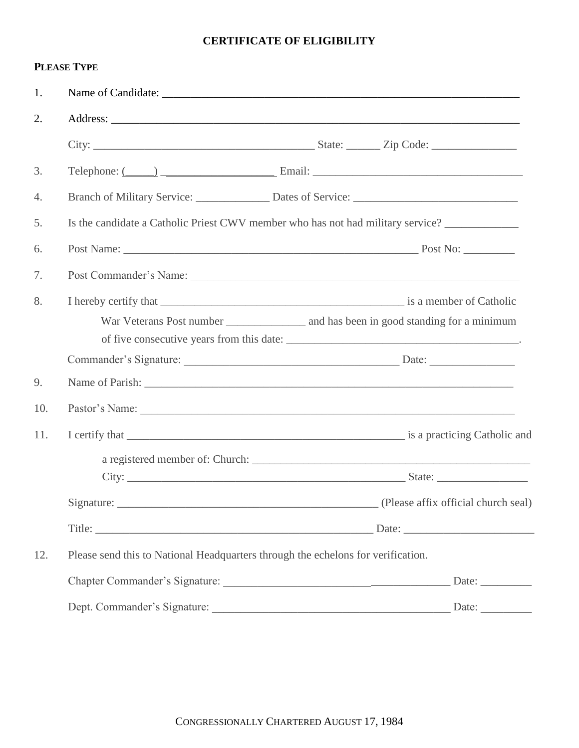# CERTIFICATE OF ELIGIBILITY

**PLEASE TYPE**

1. Name of Candidate: ________________________________________________________________

2. Address: ______________________________________________________________________

   City: ________________________________________ State: ______ Zip Code: _______________

3. Telephone: (_____) ____________________ Email: ____________________________________

4. Branch of Military Service: _____________ Dates of Service: _____________________________

5. Is the candidate a Catholic Priest CWV member who has not had military service? _____________

6. Post Name: ______________________________________________________ Post No: _________

7. Post Commander's Name: ____________________________________________________________

8. I hereby certify that ____________________________________________ is a member of Catholic War Veterans Post number ______________ and has been in good standing for a minimum of five consecutive years from this date: __________________________________________.

   Commander's Signature: ______________________________________ Date: _______________

9. Name of Parish: ______________________________________________________________________

10. Pastor's Name: ______________________________________________________________________

11. I certify that ___________________________________________________ is a practicing Catholic and a registered member of: Church: ___________________________________________________

    City: ___________________________________________________ State: ________________

    Signature: _______________________________________________ (Please affix official church seal)

    Title: ___________________________________________________ Date: ______________________

12. Please send this to National Headquarters through the echelons for verification.

    Chapter Commander's Signature: ________________________________________ Date: _________

    Dept. Commander's Signature: __________________________________________ Date: _________

CONGRESSIONALLY CHARTERED AUGUST 17, 1984